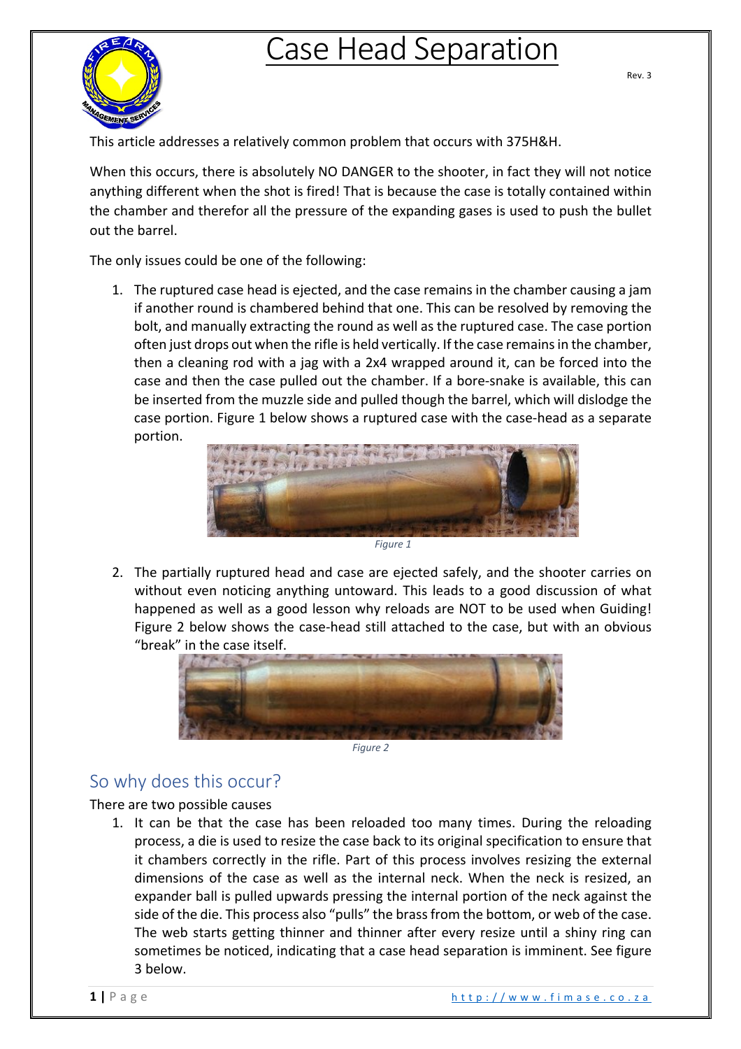# Case Head Separation

Rev. 3

This article addresses a relatively common problem that occurs with 375H&H.

When this occurs, there is absolutely NO DANGER to the shooter, in fact they will not notice anything different when the shot is fired! That is because the case is totally contained within the chamber and therefor all the pressure of the expanding gases is used to push the bullet out the barrel.

The only issues could be one of the following:

1. The ruptured case head is ejected, and the case remains in the chamber causing a jam if another round is chambered behind that one. This can be resolved by removing the bolt, and manually extracting the round as well as the ruptured case. The case portion often just drops out when the rifle is held vertically. If the case remains in the chamber, then a cleaning rod with a jag with a 2x4 wrapped around it, can be forced into the case and then the case pulled out the chamber. If a bore-snake is available, this can be inserted from the muzzle side and pulled though the barrel, which will dislodge the case portion. Figure 1 below shows a ruptured case with the case-head as a separate portion.

   *Figure 1*

2. The partially ruptured head and case are ejected safely, and the shooter carries on without even noticing anything untoward. This leads to a good discussion of what happened as well as a good lesson why reloads are NOT to be used when Guiding! Figure 2 below shows the case-head still attached to the case, but with an obvious "break" in the case itself.

   *Figure 2*

## So why does this occur?

There are two possible causes

1. It can be that the case has been reloaded too many times. During the reloading process, a die is used to resize the case back to its original specification to ensure that it chambers correctly in the rifle. Part of this process involves resizing the external dimensions of the case as well as the internal neck. When the neck is resized, an expander ball is pulled upwards pressing the internal portion of the neck against the side of the die. This process also "pulls" the brass from the bottom, or web of the case. The web starts getting thinner and thinner after every resize until a shiny ring can sometimes be noticed, indicating that a case head separation is imminent. See figure 3 below.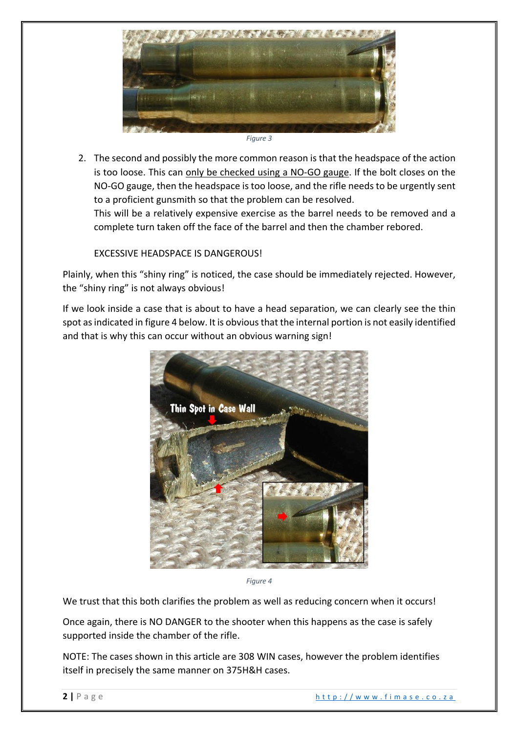Figure 3

2. The second and possibly the more common reason is that the headspace of the action is too loose. This can only be checked using a NO-GO gauge. If the bolt closes on the NO-GO gauge, then the headspace is too loose, and the rifle needs to be urgently sent to a proficient gunsmith so that the problem can be resolved.
   This will be a relatively expensive exercise as the barrel needs to be removed and a complete turn taken off the face of the barrel and then the chamber rebored.

   EXCESSIVE HEADSPACE IS DANGEROUS!

Plainly, when this "shiny ring" is noticed, the case should be immediately rejected. However, the "shiny ring" is not always obvious!

If we look inside a case that is about to have a head separation, we can clearly see the thin spot as indicated in figure 4 below. It is obvious that the internal portion is not easily identified and that is why this can occur without an obvious warning sign!

Thin Spot in Case Wall

Figure 4

We trust that this both clarifies the problem as well as reducing concern when it occurs!

Once again, there is NO DANGER to the shooter when this happens as the case is safely supported inside the chamber of the rifle.

NOTE: The cases shown in this article are 308 WIN cases, however the problem identifies itself in precisely the same manner on 375H&H cases.